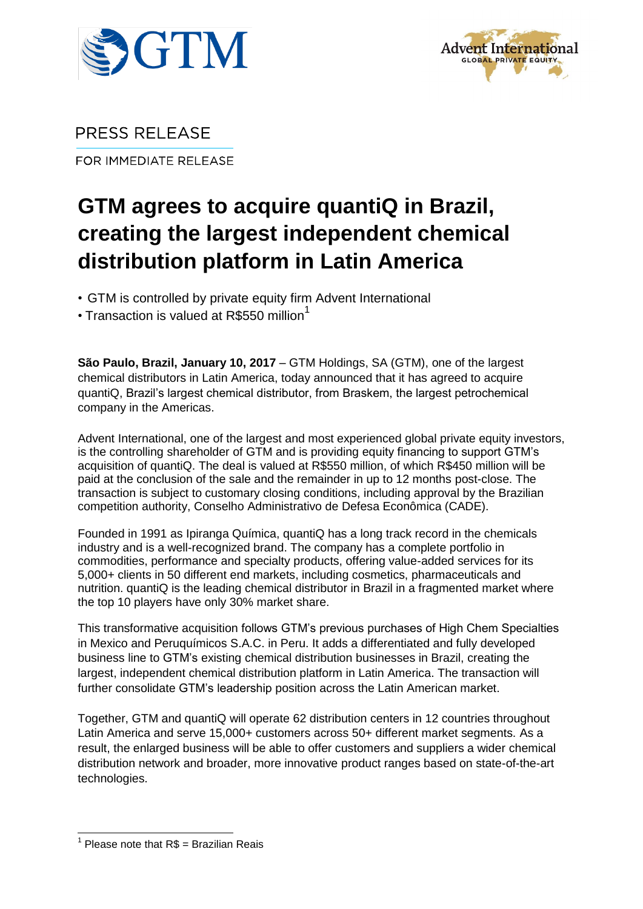PRESS RELEASE

FOR IMMEDIATE RELEASE

# GTM agrees to acquire quantiQ in Brazil, creating the largest independent chemical distribution platform in Latin America

- GTM is controlled by private equity firm Advent International
- Transaction is valued at R$550 million[1]

**São Paulo, Brazil, January 10, 2017** – GTM Holdings, SA (GTM), one of the largest chemical distributors in Latin America, today announced that it has agreed to acquire quantiQ, Brazil's largest chemical distributor, from Braskem, the largest petrochemical company in the Americas.

Advent International, one of the largest and most experienced global private equity investors, is the controlling shareholder of GTM and is providing equity financing to support GTM's acquisition of quantiQ. The deal is valued at R$550 million, of which R$450 million will be paid at the conclusion of the sale and the remainder in up to 12 months post-close. The transaction is subject to customary closing conditions, including approval by the Brazilian competition authority, Conselho Administrativo de Defesa Econômica (CADE).

Founded in 1991 as Ipiranga Química, quantiQ has a long track record in the chemicals industry and is a well-recognized brand. The company has a complete portfolio in commodities, performance and specialty products, offering value-added services for its 5,000+ clients in 50 different end markets, including cosmetics, pharmaceuticals and nutrition. quantiQ is the leading chemical distributor in Brazil in a fragmented market where the top 10 players have only 30% market share.

This transformative acquisition follows GTM's previous purchases of High Chem Specialties in Mexico and Peruquímicos S.A.C. in Peru. It adds a differentiated and fully developed business line to GTM's existing chemical distribution businesses in Brazil, creating the largest, independent chemical distribution platform in Latin America. The transaction will further consolidate GTM's leadership position across the Latin American market.

Together, GTM and quantiQ will operate 62 distribution centers in 12 countries throughout Latin America and serve 15,000+ customers across 50+ different market segments. As a result, the enlarged business will be able to offer customers and suppliers a wider chemical distribution network and broader, more innovative product ranges based on state-of-the-art technologies.

[1] Please note that R$ = Brazilian Reais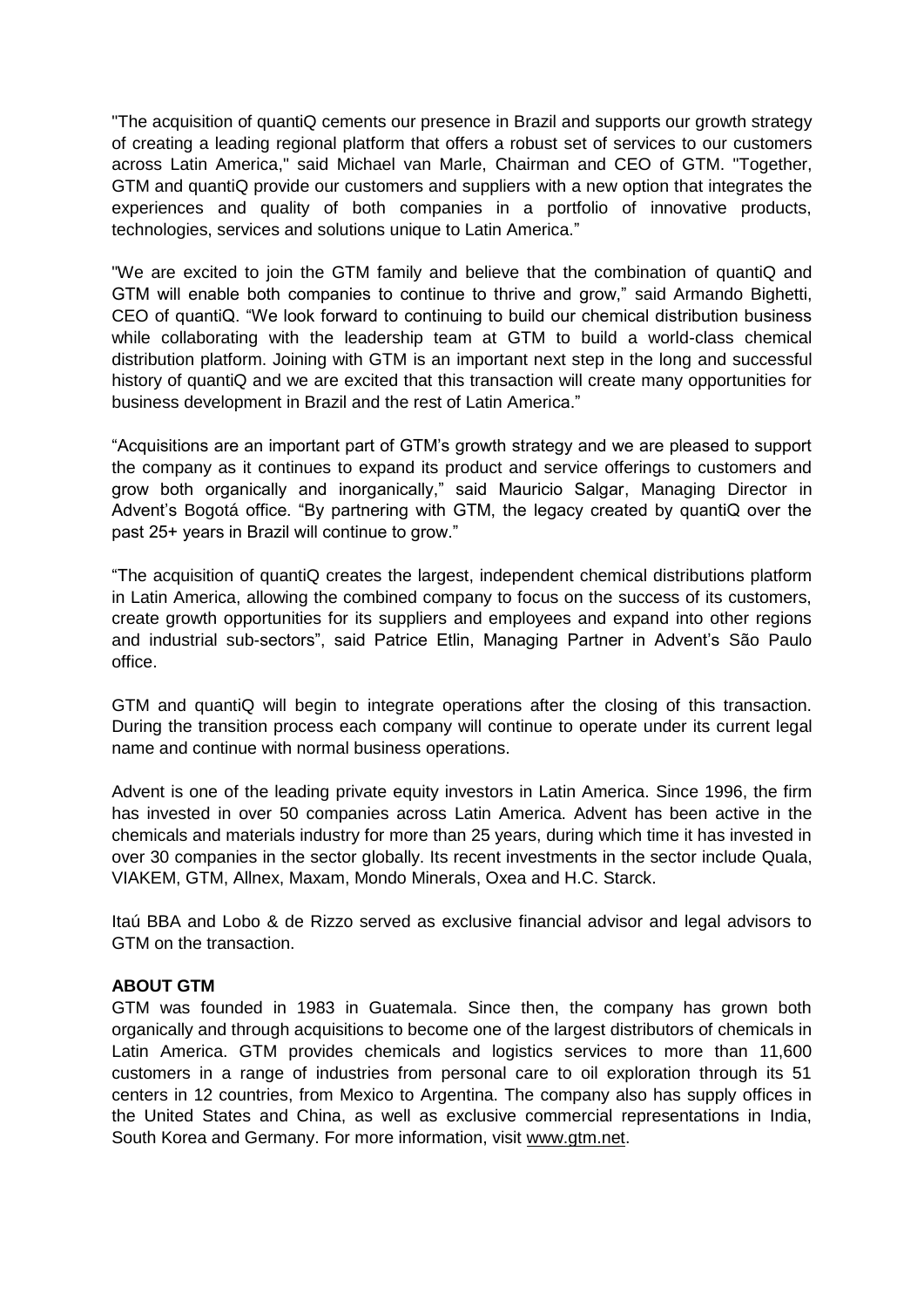"The acquisition of quantiQ cements our presence in Brazil and supports our growth strategy of creating a leading regional platform that offers a robust set of services to our customers across Latin America," said Michael van Marle, Chairman and CEO of GTM. "Together, GTM and quantiQ provide our customers and suppliers with a new option that integrates the experiences and quality of both companies in a portfolio of innovative products, technologies, services and solutions unique to Latin America."

"We are excited to join the GTM family and believe that the combination of quantiQ and GTM will enable both companies to continue to thrive and grow," said Armando Bighetti, CEO of quantiQ. "We look forward to continuing to build our chemical distribution business while collaborating with the leadership team at GTM to build a world-class chemical distribution platform. Joining with GTM is an important next step in the long and successful history of quantiQ and we are excited that this transaction will create many opportunities for business development in Brazil and the rest of Latin America."

"Acquisitions are an important part of GTM's growth strategy and we are pleased to support the company as it continues to expand its product and service offerings to customers and grow both organically and inorganically," said Mauricio Salgar, Managing Director in Advent's Bogotá office. "By partnering with GTM, the legacy created by quantiQ over the past 25+ years in Brazil will continue to grow."

"The acquisition of quantiQ creates the largest, independent chemical distributions platform in Latin America, allowing the combined company to focus on the success of its customers, create growth opportunities for its suppliers and employees and expand into other regions and industrial sub-sectors", said Patrice Etlin, Managing Partner in Advent's São Paulo office.

GTM and quantiQ will begin to integrate operations after the closing of this transaction. During the transition process each company will continue to operate under its current legal name and continue with normal business operations.

Advent is one of the leading private equity investors in Latin America. Since 1996, the firm has invested in over 50 companies across Latin America. Advent has been active in the chemicals and materials industry for more than 25 years, during which time it has invested in over 30 companies in the sector globally. Its recent investments in the sector include Quala, VIAKEM, GTM, Allnex, Maxam, Mondo Minerals, Oxea and H.C. Starck.

Itaú BBA and Lobo & de Rizzo served as exclusive financial advisor and legal advisors to GTM on the transaction.

**ABOUT GTM**

GTM was founded in 1983 in Guatemala. Since then, the company has grown both organically and through acquisitions to become one of the largest distributors of chemicals in Latin America. GTM provides chemicals and logistics services to more than 11,600 customers in a range of industries from personal care to oil exploration through its 51 centers in 12 countries, from Mexico to Argentina. The company also has supply offices in the United States and China, as well as exclusive commercial representations in India, South Korea and Germany. For more information, visit www.gtm.net.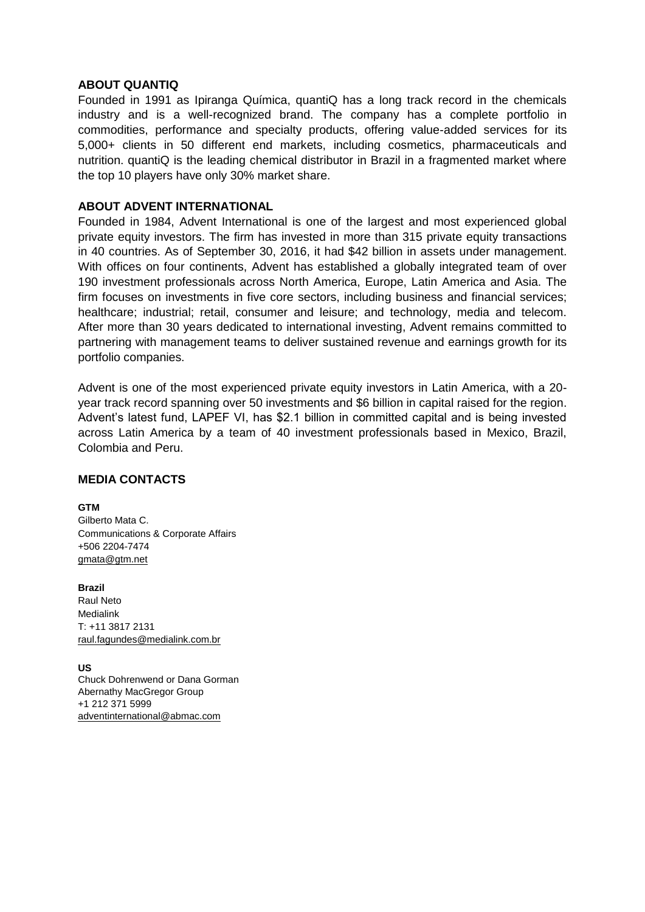## ABOUT QUANTIQ

Founded in 1991 as Ipiranga Química, quantiQ has a long track record in the chemicals industry and is a well-recognized brand. The company has a complete portfolio in commodities, performance and specialty products, offering value-added services for its 5,000+ clients in 50 different end markets, including cosmetics, pharmaceuticals and nutrition. quantiQ is the leading chemical distributor in Brazil in a fragmented market where the top 10 players have only 30% market share.

## ABOUT ADVENT INTERNATIONAL

Founded in 1984, Advent International is one of the largest and most experienced global private equity investors. The firm has invested in more than 315 private equity transactions in 40 countries. As of September 30, 2016, it had $42 billion in assets under management. With offices on four continents, Advent has established a globally integrated team of over 190 investment professionals across North America, Europe, Latin America and Asia. The firm focuses on investments in five core sectors, including business and financial services; healthcare; industrial; retail, consumer and leisure; and technology, media and telecom. After more than 30 years dedicated to international investing, Advent remains committed to partnering with management teams to deliver sustained revenue and earnings growth for its portfolio companies.

Advent is one of the most experienced private equity investors in Latin America, with a 20-year track record spanning over 50 investments and $6 billion in capital raised for the region. Advent's latest fund, LAPEF VI, has $2.1 billion in committed capital and is being invested across Latin America by a team of 40 investment professionals based in Mexico, Brazil, Colombia and Peru.

## MEDIA CONTACTS

**GTM**
Gilberto Mata C.
Communications & Corporate Affairs
+506 2204-7474
gmata@gtm.net

**Brazil**
Raul Neto
Medialink
T: +11 3817 2131
raul.fagundes@medialink.com.br

**US**
Chuck Dohrenwend or Dana Gorman
Abernathy MacGregor Group
+1 212 371 5999
adventinternational@abmac.com